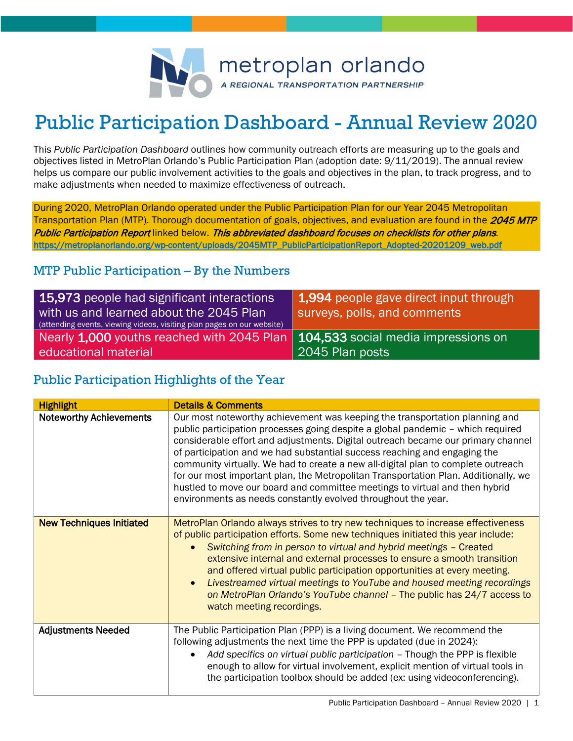metroplan orlando

A REGIONAL TRANSPORTATION PARTNERSHIP

# Public Participation Dashboard - Annual Review 2020

This *Public Participation Dashboard* outlines how community outreach efforts are measuring up to the goals and objectives listed in MetroPlan Orlando's Public Participation Plan (adoption date: 9/11/2019). The annual review helps us compare our public involvement activities to the goals and objectives in the plan, to track progress, and to make adjustments when needed to maximize effectiveness of outreach.

During 2020, MetroPlan Orlando operated under the Public Participation Plan for our Year 2045 Metropolitan Transportation Plan (MTP). Thorough documentation of goals, objectives, and evaluation are found in the ***2045 MTP Public Participation Report*** linked below. ***This abbreviated dashboard focuses on checklists for other plans***.
https://metroplanorlando.org/wp-content/uploads/2045MTP_PublicParticipationReport_Adopted-20201209_web.pdf

## MTP Public Participation – By the Numbers

| | |
|---|---|
| **15,973** people had significant interactions with us and learned about the 2045 Plan (attending events, viewing videos, visiting plan pages on our website) | **1,994** people gave direct input through surveys, polls, and comments |
| Nearly **1,000** youths reached with 2045 Plan educational material | **104,533** social media impressions on 2045 Plan posts |

## Public Participation Highlights of the Year

| Highlight | Details & Comments |
|---|---|
| **Noteworthy Achievements** | Our most noteworthy achievement was keeping the transportation planning and public participation processes going despite a global pandemic – which required considerable effort and adjustments. Digital outreach became our primary channel of participation and we had substantial success reaching and engaging the community virtually. We had to create a new all-digital plan to complete outreach for our most important plan, the Metropolitan Transportation Plan. Additionally, we hustled to move our board and committee meetings to virtual and then hybrid environments as needs constantly evolved throughout the year. |
| **New Techniques Initiated** | MetroPlan Orlando always strives to try new techniques to increase effectiveness of public participation efforts. Some new techniques initiated this year include:<br>• *Switching from in person to virtual and hybrid meetings* – Created extensive internal and external processes to ensure a smooth transition and offered virtual public participation opportunities at every meeting.<br>• *Livestreamed virtual meetings to YouTube and housed meeting recordings on MetroPlan Orlando's YouTube channel* – The public has 24/7 access to watch meeting recordings. |
| **Adjustments Needed** | The Public Participation Plan (PPP) is a living document. We recommend the following adjustments the next time the PPP is updated (due in 2024):<br>• *Add specifics on virtual public participation* – Though the PPP is flexible enough to allow for virtual involvement, explicit mention of virtual tools in the participation toolbox should be added (ex: using videoconferencing). |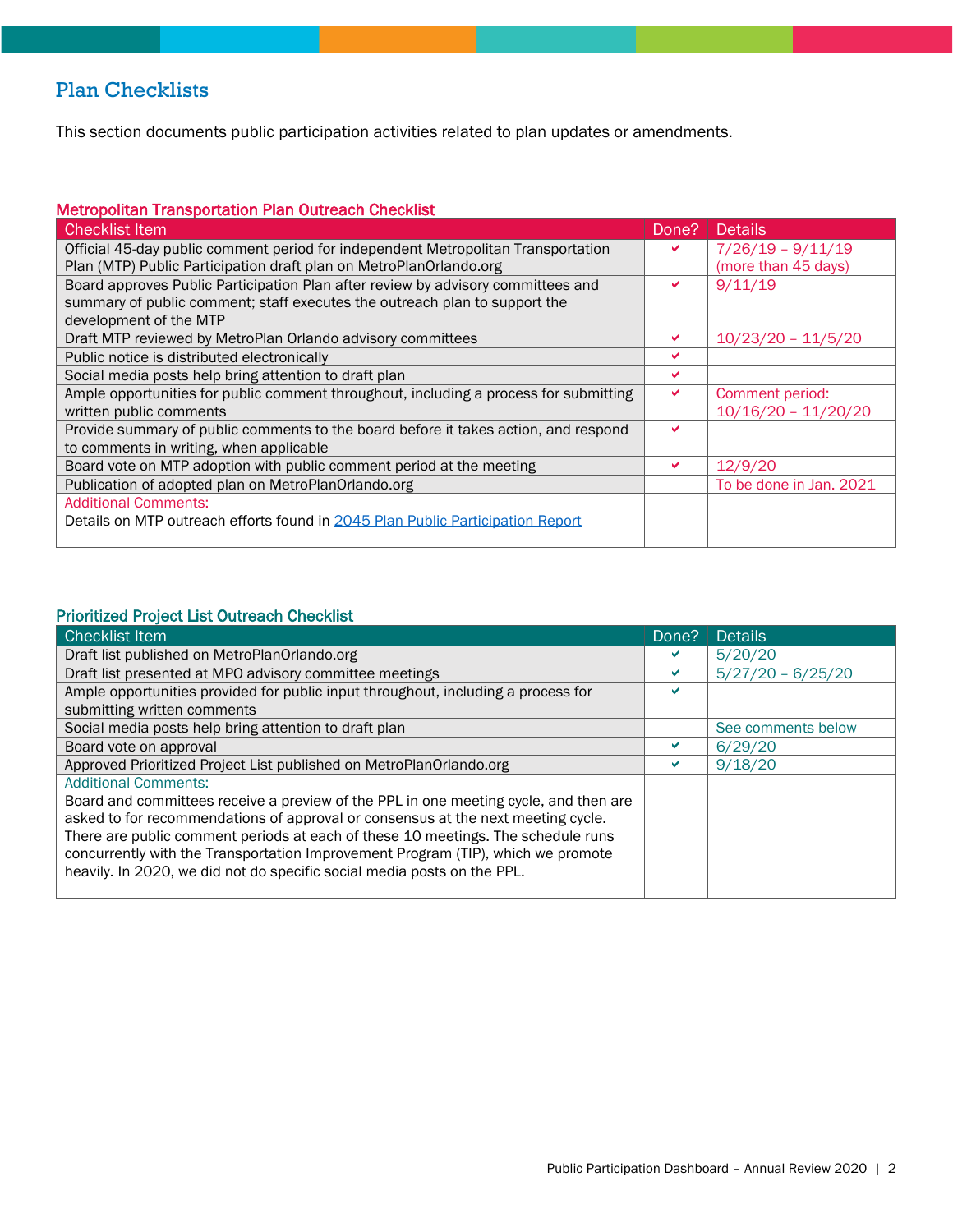# Plan Checklists

This section documents public participation activities related to plan updates or amendments.

### Metropolitan Transportation Plan Outreach Checklist

| Checklist Item | Done? | Details |
|---|---|---|
| Official 45-day public comment period for independent Metropolitan Transportation Plan (MTP) Public Participation draft plan on MetroPlanOrlando.org | ✔ | 7/26/19 – 9/11/19 (more than 45 days) |
| Board approves Public Participation Plan after review by advisory committees and summary of public comment; staff executes the outreach plan to support the development of the MTP | ✔ | 9/11/19 |
| Draft MTP reviewed by MetroPlan Orlando advisory committees | ✔ | 10/23/20 – 11/5/20 |
| Public notice is distributed electronically | ✔ | |
| Social media posts help bring attention to draft plan | ✔ | |
| Ample opportunities for public comment throughout, including a process for submitting written public comments | ✔ | Comment period: 10/16/20 – 11/20/20 |
| Provide summary of public comments to the board before it takes action, and respond to comments in writing, when applicable | ✔ | |
| Board vote on MTP adoption with public comment period at the meeting | ✔ | 12/9/20 |
| Publication of adopted plan on MetroPlanOrlando.org | | To be done in Jan. 2021 |
| Additional Comments: Details on MTP outreach efforts found in 2045 Plan Public Participation Report | | |

### Prioritized Project List Outreach Checklist

| Checklist Item | Done? | Details |
|---|---|---|
| Draft list published on MetroPlanOrlando.org | ✔ | 5/20/20 |
| Draft list presented at MPO advisory committee meetings | ✔ | 5/27/20 – 6/25/20 |
| Ample opportunities provided for public input throughout, including a process for submitting written comments | ✔ | |
| Social media posts help bring attention to draft plan | | See comments below |
| Board vote on approval | ✔ | 6/29/20 |
| Approved Prioritized Project List published on MetroPlanOrlando.org | ✔ | 9/18/20 |
| Additional Comments: Board and committees receive a preview of the PPL in one meeting cycle, and then are asked to for recommendations of approval or consensus at the next meeting cycle. There are public comment periods at each of these 10 meetings. The schedule runs concurrently with the Transportation Improvement Program (TIP), which we promote heavily. In 2020, we did not do specific social media posts on the PPL. | | |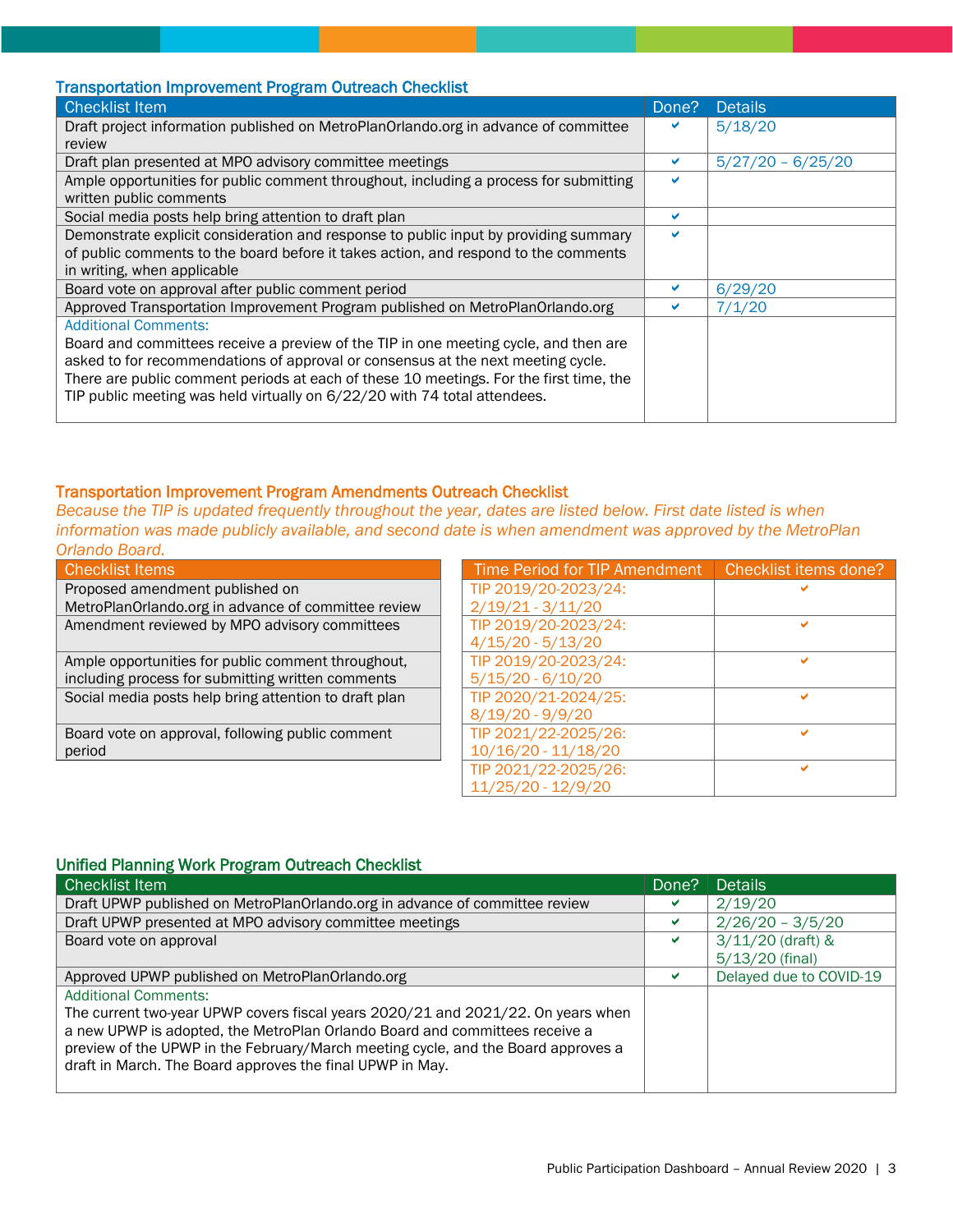### Transportation Improvement Program Outreach Checklist

| Checklist Item | Done? | Details |
|---|---|---|
| Draft project information published on MetroPlanOrlando.org in advance of committee review | ✔ | 5/18/20 |
| Draft plan presented at MPO advisory committee meetings | ✔ | 5/27/20 – 6/25/20 |
| Ample opportunities for public comment throughout, including a process for submitting written public comments | ✔ | |
| Social media posts help bring attention to draft plan | ✔ | |
| Demonstrate explicit consideration and response to public input by providing summary of public comments to the board before it takes action, and respond to the comments in writing, when applicable | ✔ | |
| Board vote on approval after public comment period | ✔ | 6/29/20 |
| Approved Transportation Improvement Program published on MetroPlanOrlando.org | ✔ | 7/1/20 |
| Additional Comments: Board and committees receive a preview of the TIP in one meeting cycle, and then are asked to for recommendations of approval or consensus at the next meeting cycle. There are public comment periods at each of these 10 meetings. For the first time, the TIP public meeting was held virtually on 6/22/20 with 74 total attendees. | | |

### Transportation Improvement Program Amendments Outreach Checklist

*Because the TIP is updated frequently throughout the year, dates are listed below. First date listed is when information was made publicly available, and second date is when amendment was approved by the MetroPlan Orlando Board.*

| Checklist Items |
|---|
| Proposed amendment published on MetroPlanOrlando.org in advance of committee review |
| Amendment reviewed by MPO advisory committees |
| Ample opportunities for public comment throughout, including process for submitting written comments |
| Social media posts help bring attention to draft plan |
| Board vote on approval, following public comment period |

| Time Period for TIP Amendment | Checklist items done? |
|---|---|
| TIP 2019/20-2023/24: 2/19/21 - 3/11/20 | ✔ |
| TIP 2019/20-2023/24: 4/15/20 - 5/13/20 | ✔ |
| TIP 2019/20-2023/24: 5/15/20 - 6/10/20 | ✔ |
| TIP 2020/21-2024/25: 8/19/20 - 9/9/20 | ✔ |
| TIP 2021/22-2025/26: 10/16/20 - 11/18/20 | ✔ |
| TIP 2021/22-2025/26: 11/25/20 - 12/9/20 | ✔ |

### Unified Planning Work Program Outreach Checklist

| Checklist Item | Done? | Details |
|---|---|---|
| Draft UPWP published on MetroPlanOrlando.org in advance of committee review | ✔ | 2/19/20 |
| Draft UPWP presented at MPO advisory committee meetings | ✔ | 2/26/20 – 3/5/20 |
| Board vote on approval | ✔ | 3/11/20 (draft) & 5/13/20 (final) |
| Approved UPWP published on MetroPlanOrlando.org | ✔ | Delayed due to COVID-19 |
| Additional Comments: The current two-year UPWP covers fiscal years 2020/21 and 2021/22. On years when a new UPWP is adopted, the MetroPlan Orlando Board and committees receive a preview of the UPWP in the February/March meeting cycle, and the Board approves a draft in March. The Board approves the final UPWP in May. | | |